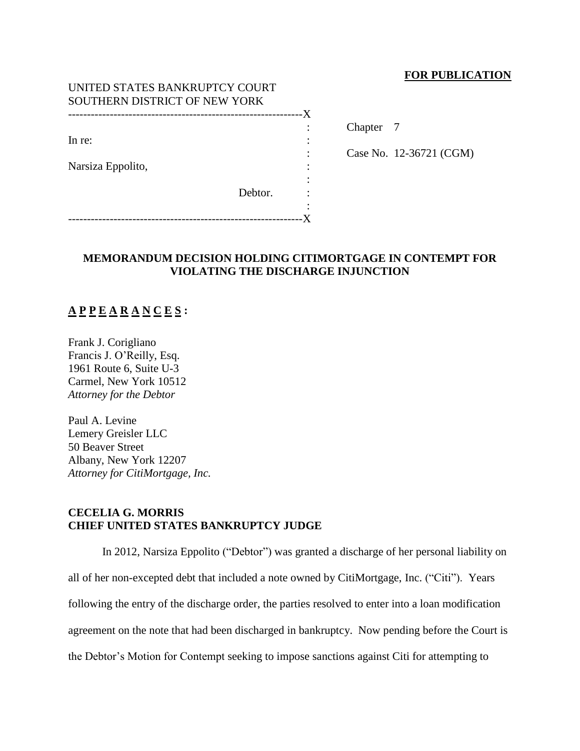**FOR PUBLICATION**

UNITED STATES BANKRUPTCY COURT
SOUTHERN DISTRICT OF NEW YORK

| | |
|---|---|
| In re: | Chapter 7 |
| Narsiza Eppolito, | Case No. 12-36721 (CGM) |
| Debtor. | |

## MEMORANDUM DECISION HOLDING CITIMORTGAGE IN CONTEMPT FOR VIOLATING THE DISCHARGE INJUNCTION

**A P P E A R A N C E S :**

Frank J. Corigliano
Francis J. O'Reilly, Esq.
1961 Route 6, Suite U-3
Carmel, New York 10512
*Attorney for the Debtor*

Paul A. Levine
Lemery Greisler LLC
50 Beaver Street
Albany, New York 12207
*Attorney for CitiMortgage, Inc.*

**CECELIA G. MORRIS**
**CHIEF UNITED STATES BANKRUPTCY JUDGE**

In 2012, Narsiza Eppolito ("Debtor") was granted a discharge of her personal liability on all of her non-excepted debt that included a note owned by CitiMortgage, Inc. ("Citi"). Years following the entry of the discharge order, the parties resolved to enter into a loan modification agreement on the note that had been discharged in bankruptcy. Now pending before the Court is the Debtor's Motion for Contempt seeking to impose sanctions against Citi for attempting to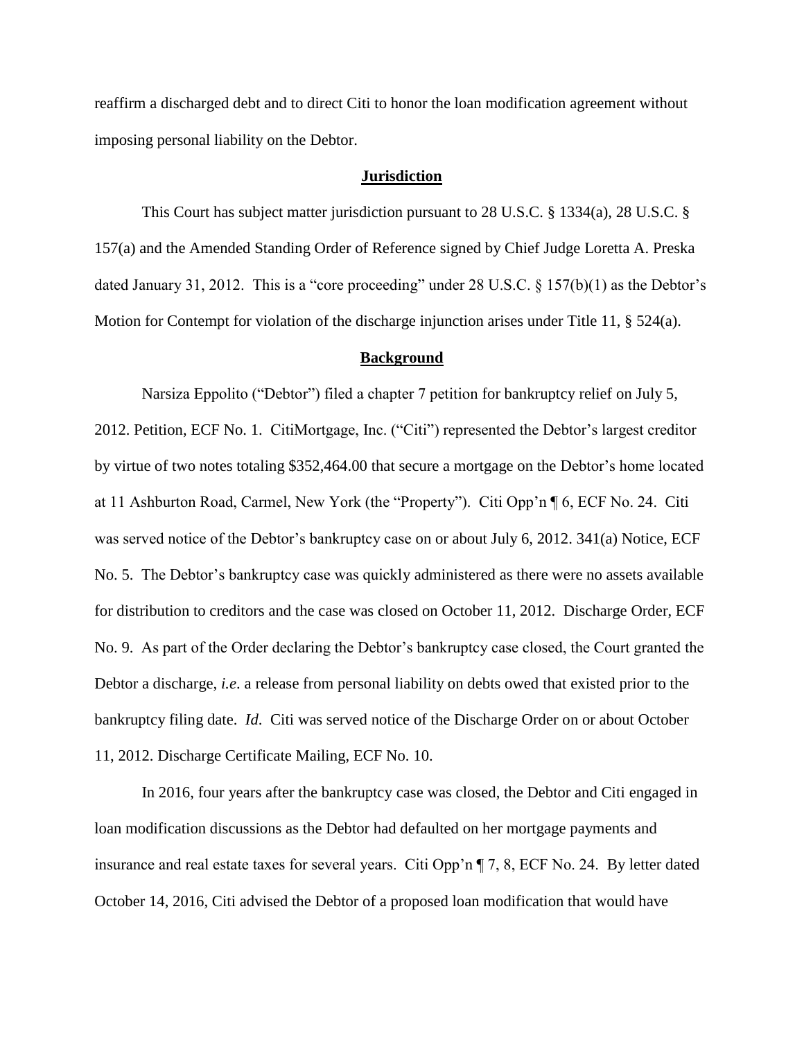reaffirm a discharged debt and to direct Citi to honor the loan modification agreement without imposing personal liability on the Debtor.

## Jurisdiction

This Court has subject matter jurisdiction pursuant to 28 U.S.C. § 1334(a), 28 U.S.C. § 157(a) and the Amended Standing Order of Reference signed by Chief Judge Loretta A. Preska dated January 31, 2012. This is a "core proceeding" under 28 U.S.C. § 157(b)(1) as the Debtor's Motion for Contempt for violation of the discharge injunction arises under Title 11, § 524(a).

## Background

Narsiza Eppolito ("Debtor") filed a chapter 7 petition for bankruptcy relief on July 5, 2012. Petition, ECF No. 1. CitiMortgage, Inc. ("Citi") represented the Debtor's largest creditor by virtue of two notes totaling $352,464.00 that secure a mortgage on the Debtor's home located at 11 Ashburton Road, Carmel, New York (the "Property"). Citi Opp'n ¶ 6, ECF No. 24. Citi was served notice of the Debtor's bankruptcy case on or about July 6, 2012. 341(a) Notice, ECF No. 5. The Debtor's bankruptcy case was quickly administered as there were no assets available for distribution to creditors and the case was closed on October 11, 2012. Discharge Order, ECF No. 9. As part of the Order declaring the Debtor's bankruptcy case closed, the Court granted the Debtor a discharge, *i.e.* a release from personal liability on debts owed that existed prior to the bankruptcy filing date. *Id.* Citi was served notice of the Discharge Order on or about October 11, 2012. Discharge Certificate Mailing, ECF No. 10.

In 2016, four years after the bankruptcy case was closed, the Debtor and Citi engaged in loan modification discussions as the Debtor had defaulted on her mortgage payments and insurance and real estate taxes for several years. Citi Opp'n ¶ 7, 8, ECF No. 24. By letter dated October 14, 2016, Citi advised the Debtor of a proposed loan modification that would have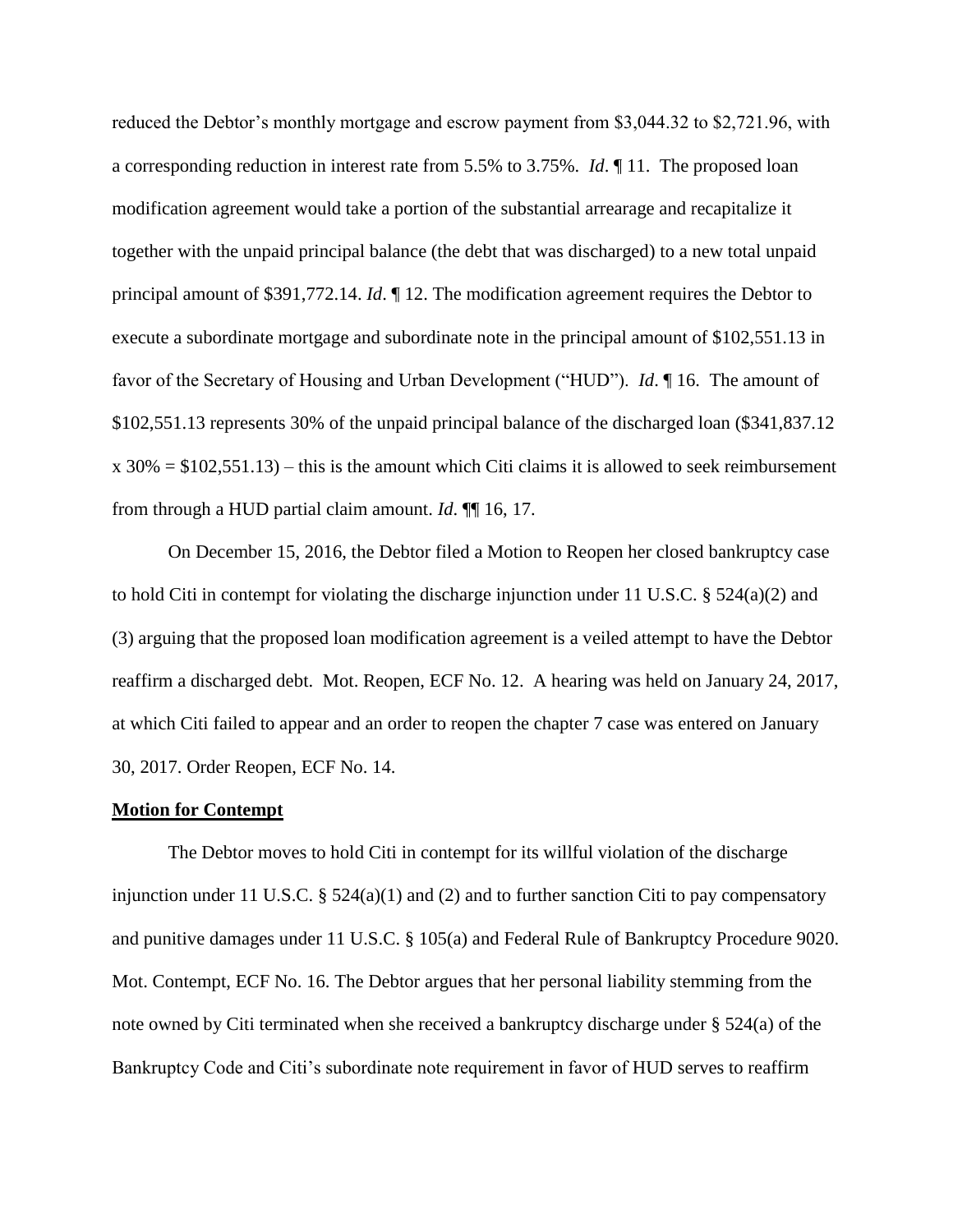reduced the Debtor's monthly mortgage and escrow payment from $3,044.32 to $2,721.96, with a corresponding reduction in interest rate from 5.5% to 3.75%. *Id*. ¶ 11. The proposed loan modification agreement would take a portion of the substantial arrearage and recapitalize it together with the unpaid principal balance (the debt that was discharged) to a new total unpaid principal amount of $391,772.14. *Id*. ¶ 12. The modification agreement requires the Debtor to execute a subordinate mortgage and subordinate note in the principal amount of $102,551.13 in favor of the Secretary of Housing and Urban Development ("HUD"). *Id*. ¶ 16. The amount of $102,551.13 represents 30% of the unpaid principal balance of the discharged loan ($341,837.12 x 30% = $102,551.13) – this is the amount which Citi claims it is allowed to seek reimbursement from through a HUD partial claim amount. *Id*. ¶¶ 16, 17.

On December 15, 2016, the Debtor filed a Motion to Reopen her closed bankruptcy case to hold Citi in contempt for violating the discharge injunction under 11 U.S.C. § 524(a)(2) and (3) arguing that the proposed loan modification agreement is a veiled attempt to have the Debtor reaffirm a discharged debt. Mot. Reopen, ECF No. 12. A hearing was held on January 24, 2017, at which Citi failed to appear and an order to reopen the chapter 7 case was entered on January 30, 2017. Order Reopen, ECF No. 14.

**Motion for Contempt**

The Debtor moves to hold Citi in contempt for its willful violation of the discharge injunction under 11 U.S.C. § 524(a)(1) and (2) and to further sanction Citi to pay compensatory and punitive damages under 11 U.S.C. § 105(a) and Federal Rule of Bankruptcy Procedure 9020. Mot. Contempt, ECF No. 16. The Debtor argues that her personal liability stemming from the note owned by Citi terminated when she received a bankruptcy discharge under § 524(a) of the Bankruptcy Code and Citi's subordinate note requirement in favor of HUD serves to reaffirm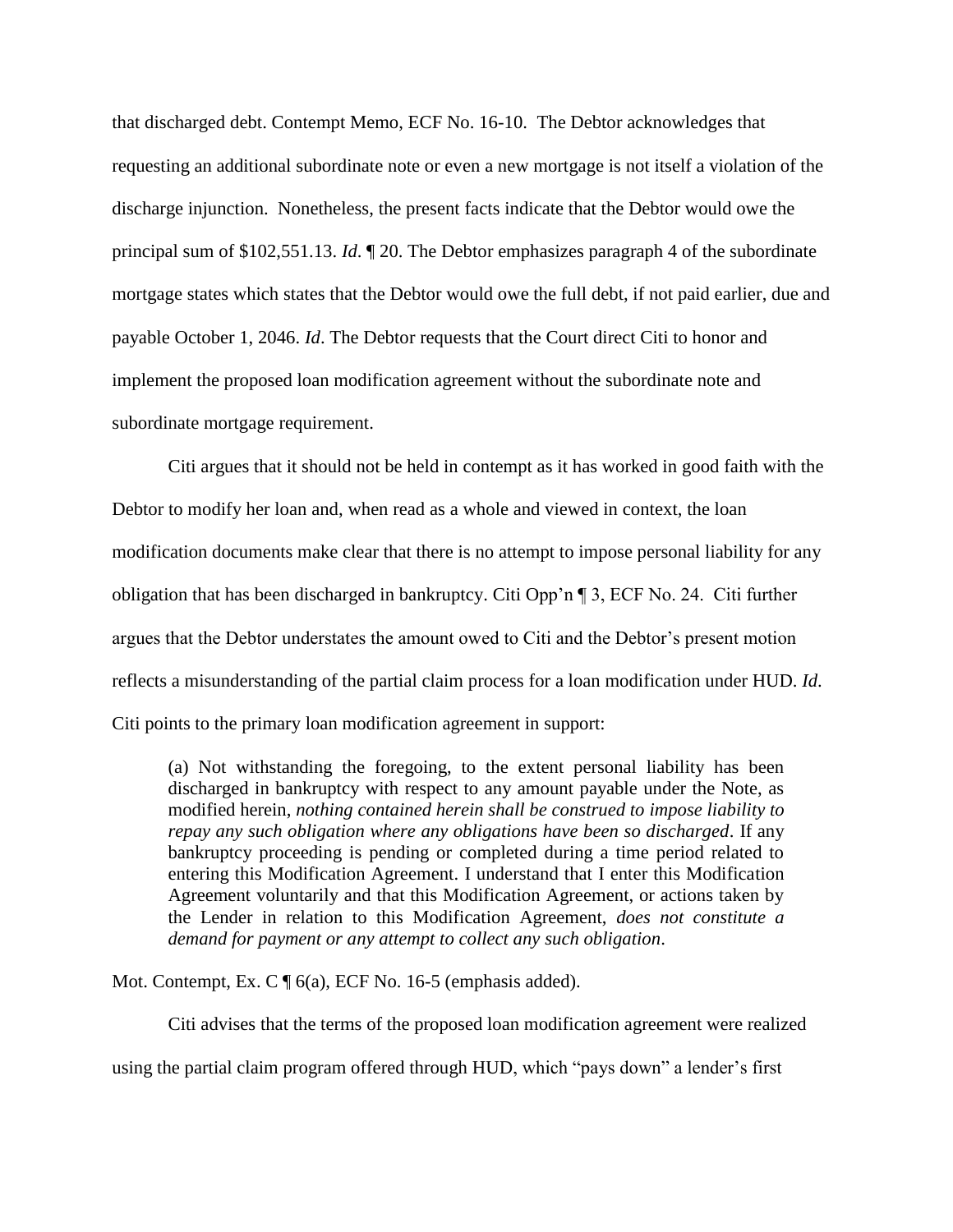that discharged debt. Contempt Memo, ECF No. 16-10. The Debtor acknowledges that requesting an additional subordinate note or even a new mortgage is not itself a violation of the discharge injunction. Nonetheless, the present facts indicate that the Debtor would owe the principal sum of $102,551.13. *Id*. ¶ 20. The Debtor emphasizes paragraph 4 of the subordinate mortgage states which states that the Debtor would owe the full debt, if not paid earlier, due and payable October 1, 2046. *Id*. The Debtor requests that the Court direct Citi to honor and implement the proposed loan modification agreement without the subordinate note and subordinate mortgage requirement.

Citi argues that it should not be held in contempt as it has worked in good faith with the Debtor to modify her loan and, when read as a whole and viewed in context, the loan modification documents make clear that there is no attempt to impose personal liability for any obligation that has been discharged in bankruptcy. Citi Opp'n ¶ 3, ECF No. 24. Citi further argues that the Debtor understates the amount owed to Citi and the Debtor's present motion reflects a misunderstanding of the partial claim process for a loan modification under HUD. *Id*. Citi points to the primary loan modification agreement in support:

> (a) Not withstanding the foregoing, to the extent personal liability has been discharged in bankruptcy with respect to any amount payable under the Note, as modified herein, *nothing contained herein shall be construed to impose liability to repay any such obligation where any obligations have been so discharged*. If any bankruptcy proceeding is pending or completed during a time period related to entering this Modification Agreement. I understand that I enter this Modification Agreement voluntarily and that this Modification Agreement, or actions taken by the Lender in relation to this Modification Agreement, *does not constitute a demand for payment or any attempt to collect any such obligation*.

Mot. Contempt, Ex. C ¶ 6(a), ECF No. 16-5 (emphasis added).

Citi advises that the terms of the proposed loan modification agreement were realized using the partial claim program offered through HUD, which "pays down" a lender's first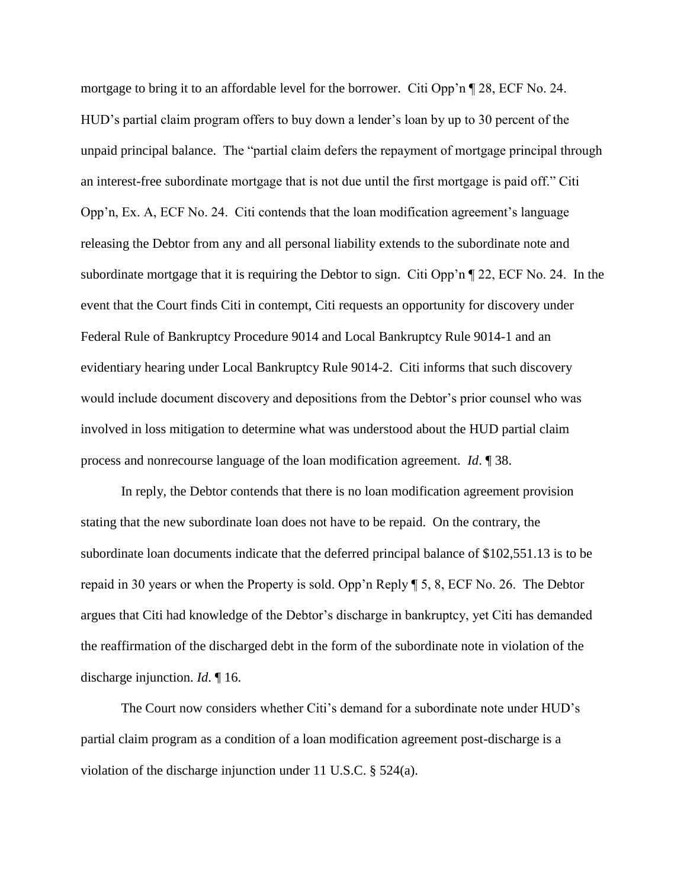mortgage to bring it to an affordable level for the borrower. Citi Opp'n ¶ 28, ECF No. 24. HUD's partial claim program offers to buy down a lender's loan by up to 30 percent of the unpaid principal balance. The "partial claim defers the repayment of mortgage principal through an interest-free subordinate mortgage that is not due until the first mortgage is paid off." Citi Opp'n, Ex. A, ECF No. 24. Citi contends that the loan modification agreement's language releasing the Debtor from any and all personal liability extends to the subordinate note and subordinate mortgage that it is requiring the Debtor to sign. Citi Opp'n ¶ 22, ECF No. 24. In the event that the Court finds Citi in contempt, Citi requests an opportunity for discovery under Federal Rule of Bankruptcy Procedure 9014 and Local Bankruptcy Rule 9014-1 and an evidentiary hearing under Local Bankruptcy Rule 9014-2. Citi informs that such discovery would include document discovery and depositions from the Debtor's prior counsel who was involved in loss mitigation to determine what was understood about the HUD partial claim process and nonrecourse language of the loan modification agreement. *Id*. ¶ 38.

In reply, the Debtor contends that there is no loan modification agreement provision stating that the new subordinate loan does not have to be repaid. On the contrary, the subordinate loan documents indicate that the deferred principal balance of $102,551.13 is to be repaid in 30 years or when the Property is sold. Opp'n Reply ¶ 5, 8, ECF No. 26. The Debtor argues that Citi had knowledge of the Debtor's discharge in bankruptcy, yet Citi has demanded the reaffirmation of the discharged debt in the form of the subordinate note in violation of the discharge injunction. *Id*. ¶ 16.

The Court now considers whether Citi's demand for a subordinate note under HUD's partial claim program as a condition of a loan modification agreement post-discharge is a violation of the discharge injunction under 11 U.S.C. § 524(a).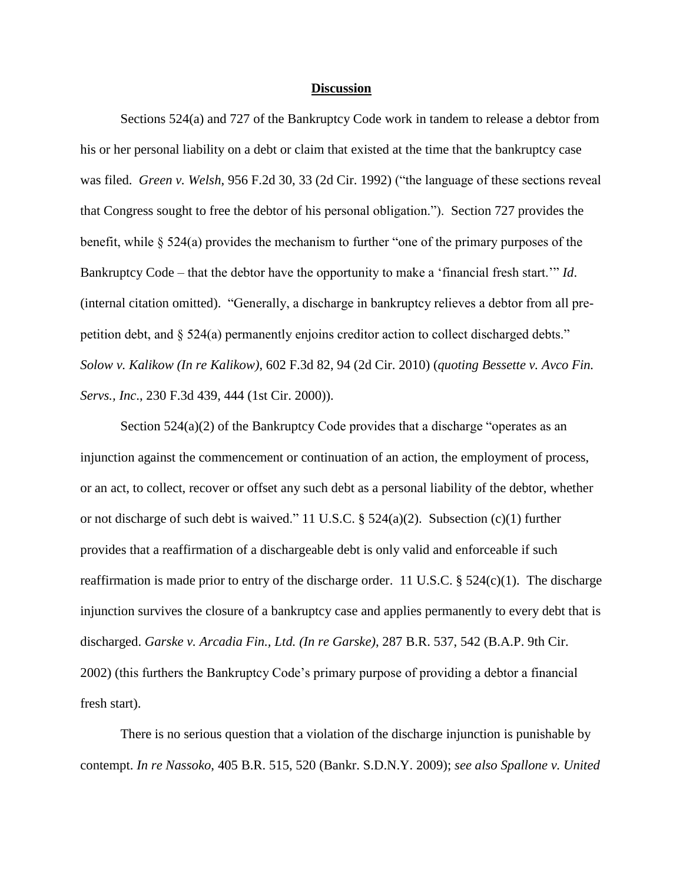## Discussion

Sections 524(a) and 727 of the Bankruptcy Code work in tandem to release a debtor from his or her personal liability on a debt or claim that existed at the time that the bankruptcy case was filed. *Green v. Welsh*, 956 F.2d 30, 33 (2d Cir. 1992) ("the language of these sections reveal that Congress sought to free the debtor of his personal obligation."). Section 727 provides the benefit, while § 524(a) provides the mechanism to further "one of the primary purposes of the Bankruptcy Code – that the debtor have the opportunity to make a 'financial fresh start.'" *Id*. (internal citation omitted). "Generally, a discharge in bankruptcy relieves a debtor from all pre-petition debt, and § 524(a) permanently enjoins creditor action to collect discharged debts." *Solow v. Kalikow (In re Kalikow)*, 602 F.3d 82, 94 (2d Cir. 2010) (*quoting Bessette v. Avco Fin. Servs., Inc*., 230 F.3d 439, 444 (1st Cir. 2000)).

Section 524(a)(2) of the Bankruptcy Code provides that a discharge "operates as an injunction against the commencement or continuation of an action, the employment of process, or an act, to collect, recover or offset any such debt as a personal liability of the debtor, whether or not discharge of such debt is waived." 11 U.S.C. § 524(a)(2). Subsection (c)(1) further provides that a reaffirmation of a dischargeable debt is only valid and enforceable if such reaffirmation is made prior to entry of the discharge order. 11 U.S.C. § 524(c)(1). The discharge injunction survives the closure of a bankruptcy case and applies permanently to every debt that is discharged. *Garske v. Arcadia Fin., Ltd. (In re Garske)*, 287 B.R. 537, 542 (B.A.P. 9th Cir. 2002) (this furthers the Bankruptcy Code's primary purpose of providing a debtor a financial fresh start).

There is no serious question that a violation of the discharge injunction is punishable by contempt. *In re Nassoko*, 405 B.R. 515, 520 (Bankr. S.D.N.Y. 2009); *see also Spallone v. United*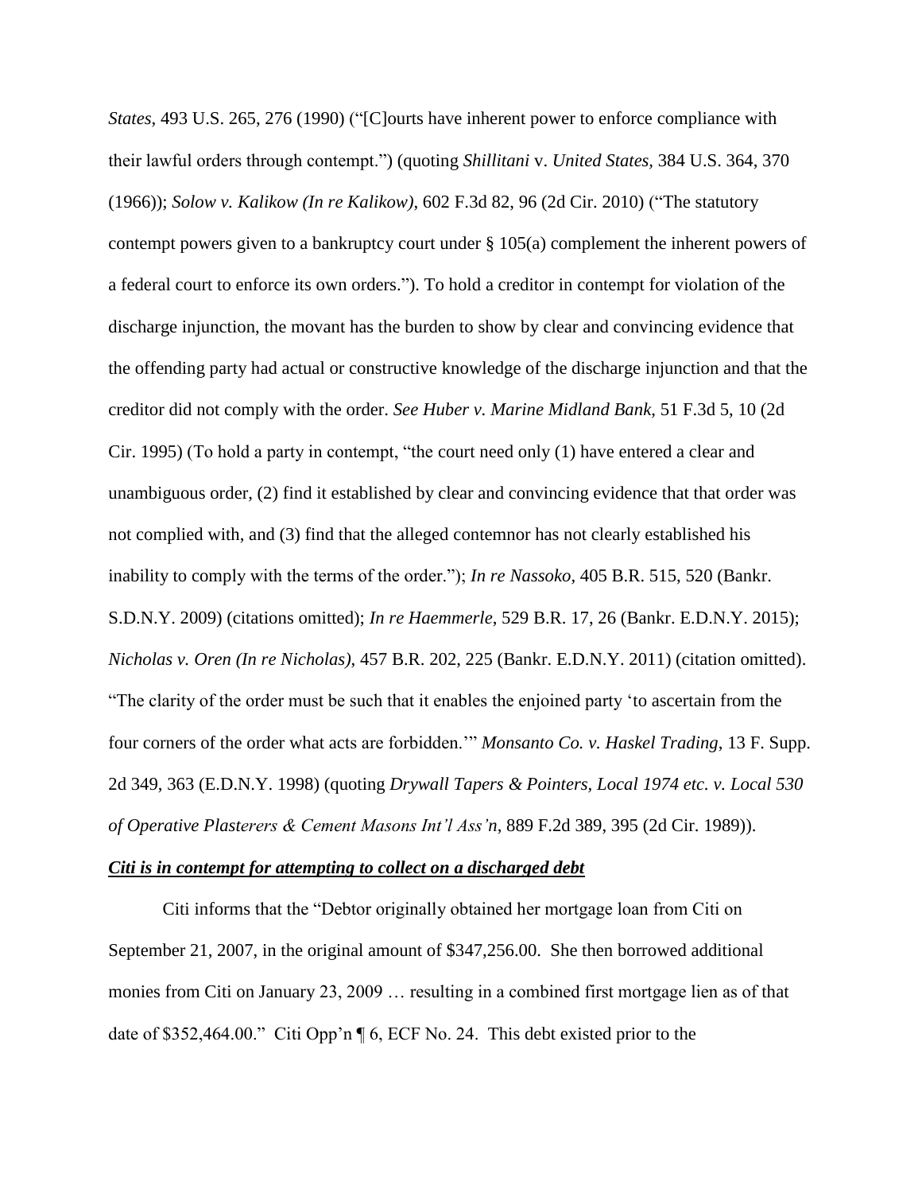*States*, 493 U.S. 265, 276 (1990) ("[C]ourts have inherent power to enforce compliance with their lawful orders through contempt.") (quoting *Shillitani* v. *United States,* 384 U.S. 364, 370 (1966)); *Solow v. Kalikow (In re Kalikow)*, 602 F.3d 82, 96 (2d Cir. 2010) ("The statutory contempt powers given to a bankruptcy court under § 105(a) complement the inherent powers of a federal court to enforce its own orders."). To hold a creditor in contempt for violation of the discharge injunction, the movant has the burden to show by clear and convincing evidence that the offending party had actual or constructive knowledge of the discharge injunction and that the creditor did not comply with the order. *See Huber v. Marine Midland Bank,* 51 F.3d 5, 10 (2d Cir. 1995) (To hold a party in contempt, "the court need only (1) have entered a clear and unambiguous order, (2) find it established by clear and convincing evidence that that order was not complied with, and (3) find that the alleged contemnor has not clearly established his inability to comply with the terms of the order."); *In re Nassoko*, 405 B.R. 515, 520 (Bankr. S.D.N.Y. 2009) (citations omitted); *In re Haemmerle*, 529 B.R. 17, 26 (Bankr. E.D.N.Y. 2015); *Nicholas v. Oren (In re Nicholas)*, 457 B.R. 202, 225 (Bankr. E.D.N.Y. 2011) (citation omitted). "The clarity of the order must be such that it enables the enjoined party 'to ascertain from the four corners of the order what acts are forbidden.'" *Monsanto Co. v. Haskel Trading*, 13 F. Supp. 2d 349, 363 (E.D.N.Y. 1998) (quoting *Drywall Tapers & Pointers, Local 1974 etc. v. Local 530 of Operative Plasterers & Cement Masons Int'l Ass'n*, 889 F.2d 389, 395 (2d Cir. 1989)).

***Citi is in contempt for attempting to collect on a discharged debt***

Citi informs that the "Debtor originally obtained her mortgage loan from Citi on September 21, 2007, in the original amount of $347,256.00. She then borrowed additional monies from Citi on January 23, 2009 … resulting in a combined first mortgage lien as of that date of $352,464.00." Citi Opp'n ¶ 6, ECF No. 24. This debt existed prior to the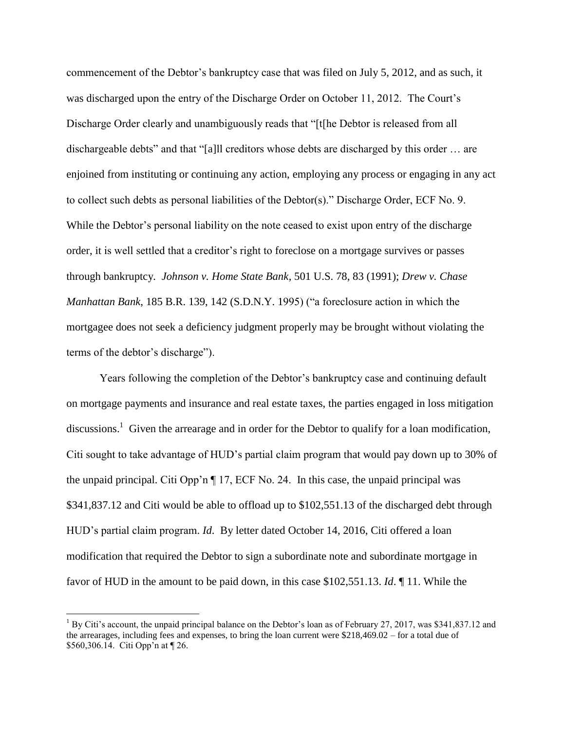commencement of the Debtor's bankruptcy case that was filed on July 5, 2012, and as such, it was discharged upon the entry of the Discharge Order on October 11, 2012. The Court's Discharge Order clearly and unambiguously reads that "[t[he Debtor is released from all dischargeable debts" and that "[a]ll creditors whose debts are discharged by this order … are enjoined from instituting or continuing any action, employing any process or engaging in any act to collect such debts as personal liabilities of the Debtor(s)." Discharge Order, ECF No. 9. While the Debtor's personal liability on the note ceased to exist upon entry of the discharge order, it is well settled that a creditor's right to foreclose on a mortgage survives or passes through bankruptcy. *Johnson v. Home State Bank*, 501 U.S. 78, 83 (1991); *Drew v. Chase Manhattan Bank*, 185 B.R. 139, 142 (S.D.N.Y. 1995) ("a foreclosure action in which the mortgagee does not seek a deficiency judgment properly may be brought without violating the terms of the debtor's discharge").

Years following the completion of the Debtor's bankruptcy case and continuing default on mortgage payments and insurance and real estate taxes, the parties engaged in loss mitigation discussions.[1] Given the arrearage and in order for the Debtor to qualify for a loan modification, Citi sought to take advantage of HUD's partial claim program that would pay down up to 30% of the unpaid principal. Citi Opp'n ¶ 17, ECF No. 24. In this case, the unpaid principal was $341,837.12 and Citi would be able to offload up to $102,551.13 of the discharged debt through HUD's partial claim program. *Id*. By letter dated October 14, 2016, Citi offered a loan modification that required the Debtor to sign a subordinate note and subordinate mortgage in favor of HUD in the amount to be paid down, in this case $102,551.13. *Id*. ¶ 11. While the

[1] By Citi's account, the unpaid principal balance on the Debtor's loan as of February 27, 2017, was $341,837.12 and the arrearages, including fees and expenses, to bring the loan current were $218,469.02 – for a total due of $560,306.14. Citi Opp'n at ¶ 26.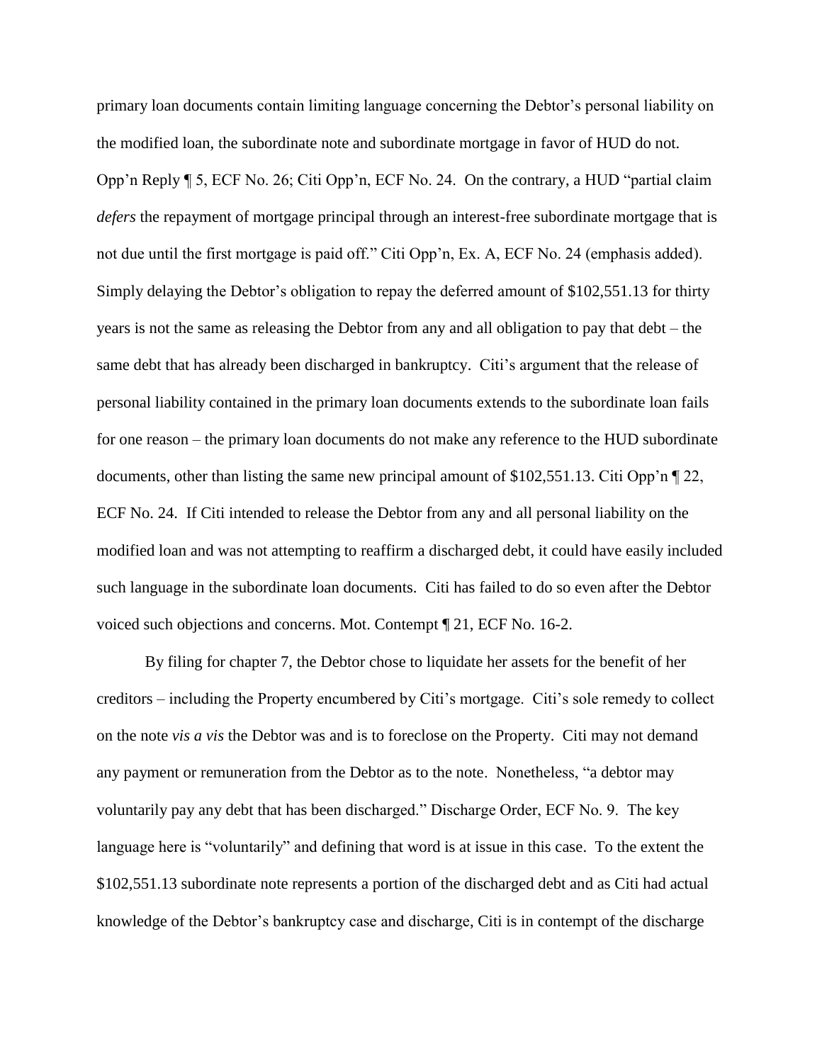primary loan documents contain limiting language concerning the Debtor's personal liability on the modified loan, the subordinate note and subordinate mortgage in favor of HUD do not. Opp'n Reply ¶ 5, ECF No. 26; Citi Opp'n, ECF No. 24. On the contrary, a HUD "partial claim *defers* the repayment of mortgage principal through an interest-free subordinate mortgage that is not due until the first mortgage is paid off." Citi Opp'n, Ex. A, ECF No. 24 (emphasis added). Simply delaying the Debtor's obligation to repay the deferred amount of $102,551.13 for thirty years is not the same as releasing the Debtor from any and all obligation to pay that debt – the same debt that has already been discharged in bankruptcy. Citi's argument that the release of personal liability contained in the primary loan documents extends to the subordinate loan fails for one reason – the primary loan documents do not make any reference to the HUD subordinate documents, other than listing the same new principal amount of $102,551.13. Citi Opp'n ¶ 22, ECF No. 24. If Citi intended to release the Debtor from any and all personal liability on the modified loan and was not attempting to reaffirm a discharged debt, it could have easily included such language in the subordinate loan documents. Citi has failed to do so even after the Debtor voiced such objections and concerns. Mot. Contempt ¶ 21, ECF No. 16-2.

By filing for chapter 7, the Debtor chose to liquidate her assets for the benefit of her creditors – including the Property encumbered by Citi's mortgage. Citi's sole remedy to collect on the note *vis a vis* the Debtor was and is to foreclose on the Property. Citi may not demand any payment or remuneration from the Debtor as to the note. Nonetheless, "a debtor may voluntarily pay any debt that has been discharged." Discharge Order, ECF No. 9. The key language here is "voluntarily" and defining that word is at issue in this case. To the extent the $102,551.13 subordinate note represents a portion of the discharged debt and as Citi had actual knowledge of the Debtor's bankruptcy case and discharge, Citi is in contempt of the discharge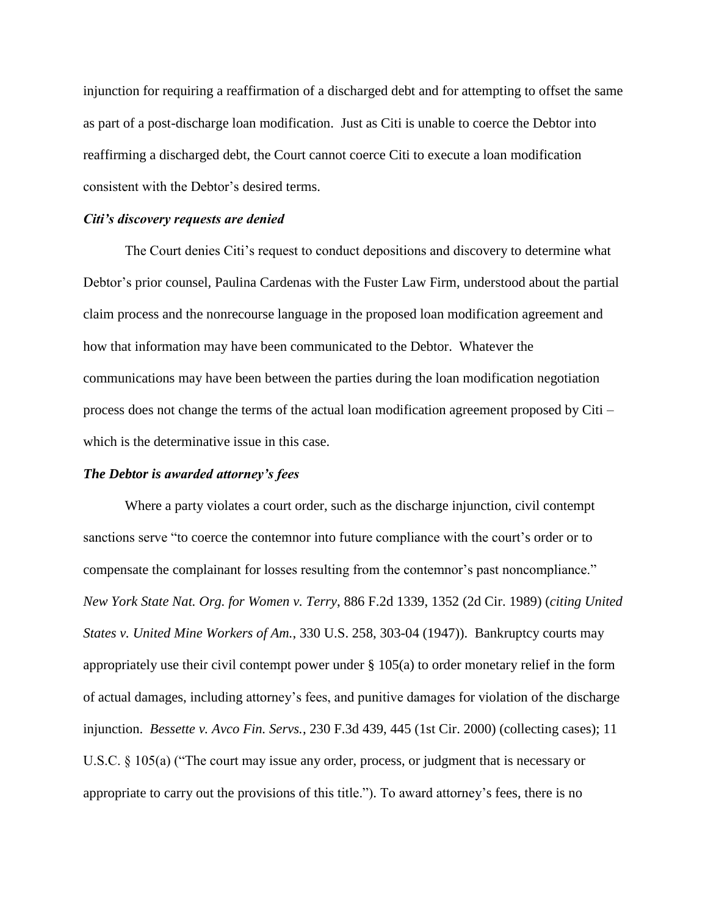injunction for requiring a reaffirmation of a discharged debt and for attempting to offset the same as part of a post-discharge loan modification. Just as Citi is unable to coerce the Debtor into reaffirming a discharged debt, the Court cannot coerce Citi to execute a loan modification consistent with the Debtor's desired terms.

***Citi's discovery requests are denied***

The Court denies Citi's request to conduct depositions and discovery to determine what Debtor's prior counsel, Paulina Cardenas with the Fuster Law Firm, understood about the partial claim process and the nonrecourse language in the proposed loan modification agreement and how that information may have been communicated to the Debtor. Whatever the communications may have been between the parties during the loan modification negotiation process does not change the terms of the actual loan modification agreement proposed by Citi – which is the determinative issue in this case.

***The Debtor is awarded attorney's fees***

Where a party violates a court order, such as the discharge injunction, civil contempt sanctions serve "to coerce the contemnor into future compliance with the court's order or to compensate the complainant for losses resulting from the contemnor's past noncompliance." *New York State Nat. Org. for Women v. Terry*, 886 F.2d 1339, 1352 (2d Cir. 1989) (*citing United States v. United Mine Workers of Am.*, 330 U.S. 258, 303-04 (1947)). Bankruptcy courts may appropriately use their civil contempt power under § 105(a) to order monetary relief in the form of actual damages, including attorney's fees, and punitive damages for violation of the discharge injunction. *Bessette v. Avco Fin. Servs.*, 230 F.3d 439, 445 (1st Cir. 2000) (collecting cases); 11 U.S.C. § 105(a) ("The court may issue any order, process, or judgment that is necessary or appropriate to carry out the provisions of this title."). To award attorney's fees, there is no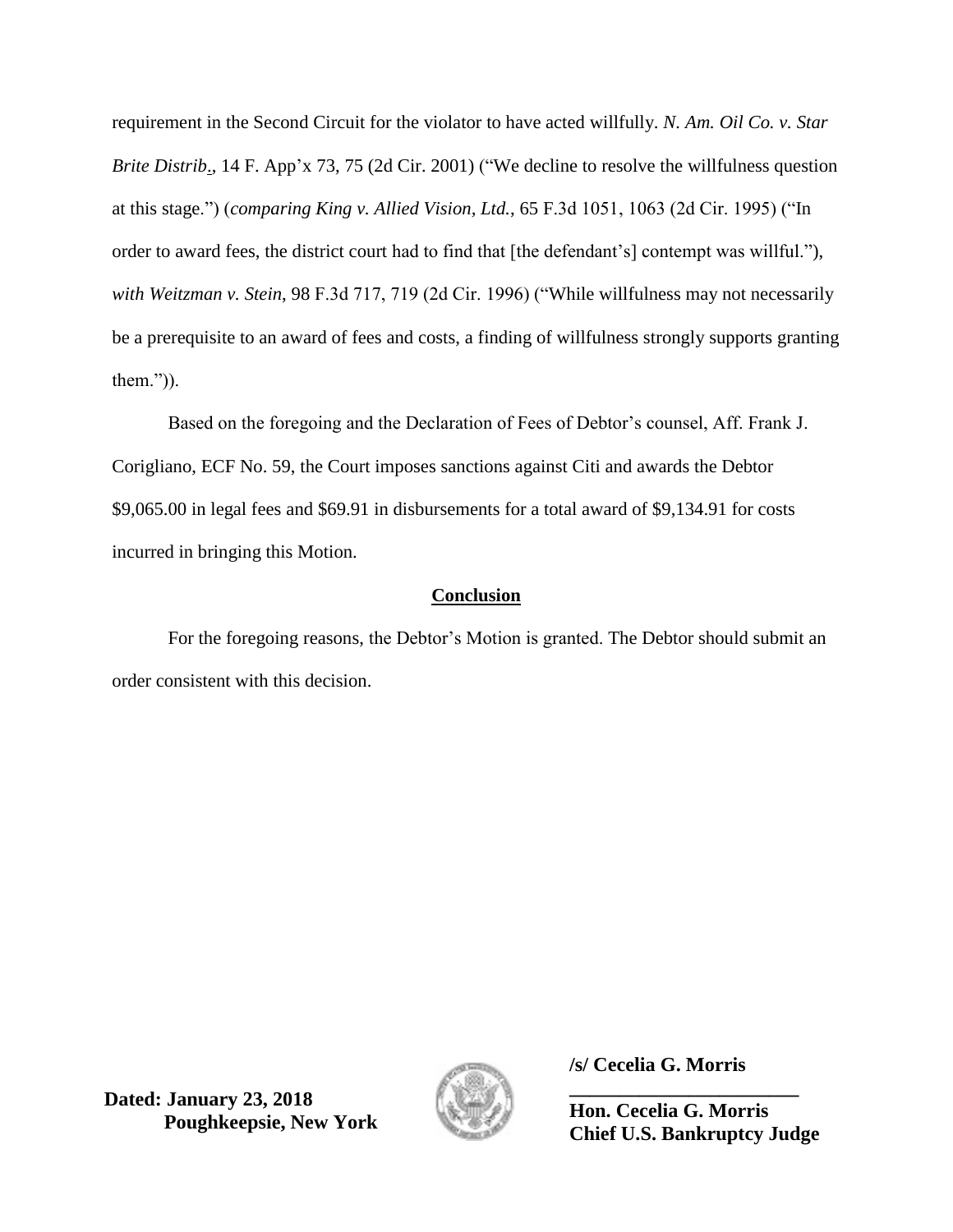requirement in the Second Circuit for the violator to have acted willfully. *N. Am. Oil Co. v. Star Brite Distrib.*, 14 F. App'x 73, 75 (2d Cir. 2001) ("We decline to resolve the willfulness question at this stage.") (*comparing King v. Allied Vision, Ltd.*, 65 F.3d 1051, 1063 (2d Cir. 1995) ("In order to award fees, the district court had to find that [the defendant's] contempt was willful."), *with Weitzman v. Stein*, 98 F.3d 717, 719 (2d Cir. 1996) ("While willfulness may not necessarily be a prerequisite to an award of fees and costs, a finding of willfulness strongly supports granting them.")).

Based on the foregoing and the Declaration of Fees of Debtor's counsel, Aff. Frank J. Corigliano, ECF No. 59, the Court imposes sanctions against Citi and awards the Debtor $9,065.00 in legal fees and $69.91 in disbursements for a total award of $9,134.91 for costs incurred in bringing this Motion.

## Conclusion

For the foregoing reasons, the Debtor's Motion is granted. The Debtor should submit an order consistent with this decision.

**Dated: January 23, 2018**
**Poughkeepsie, New York**

**/s/ Cecelia G. Morris**
**\_\_\_\_\_\_\_\_\_\_\_\_\_\_\_\_\_\_\_\_\_\_\_**
**Hon. Cecelia G. Morris**
**Chief U.S. Bankruptcy Judge**